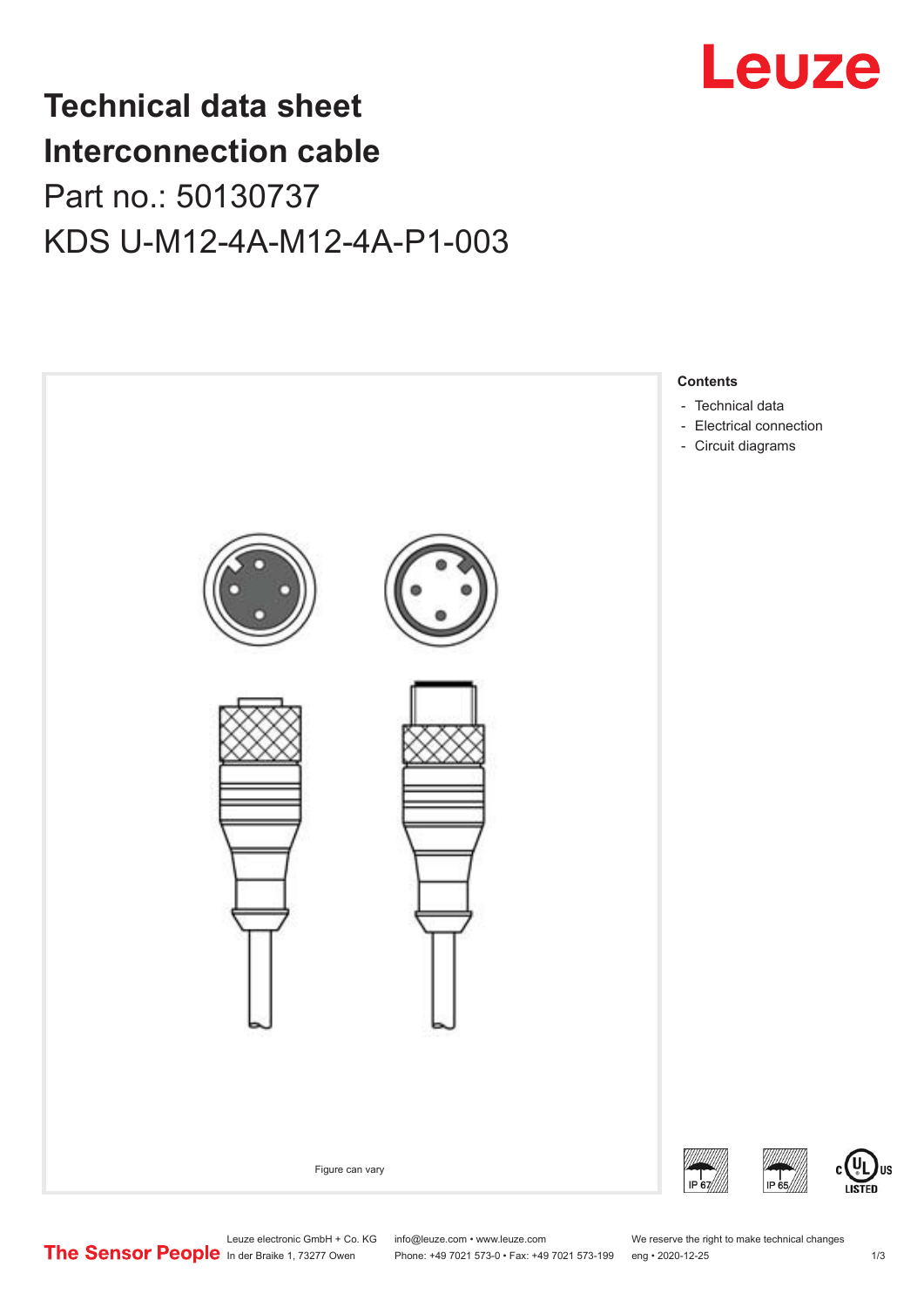# Technical data sheet
# Interconnection cable

Part no.: 50130737

KDS U-M12-4A-M12-4A-P1-003

Leuze

**Contents**

- Technical data
- Electrical connection
- Circuit diagrams

Figure can vary

IP 67 IP 65 c UL US LISTED

The Sensor People

Leuze electronic GmbH + Co. KG
In der Braike 1, 73277 Owen

info@leuze.com • www.leuze.com
Phone: +49 7021 573-0 • Fax: +49 7021 573-199

We reserve the right to make technical changes
eng • 2020-12-25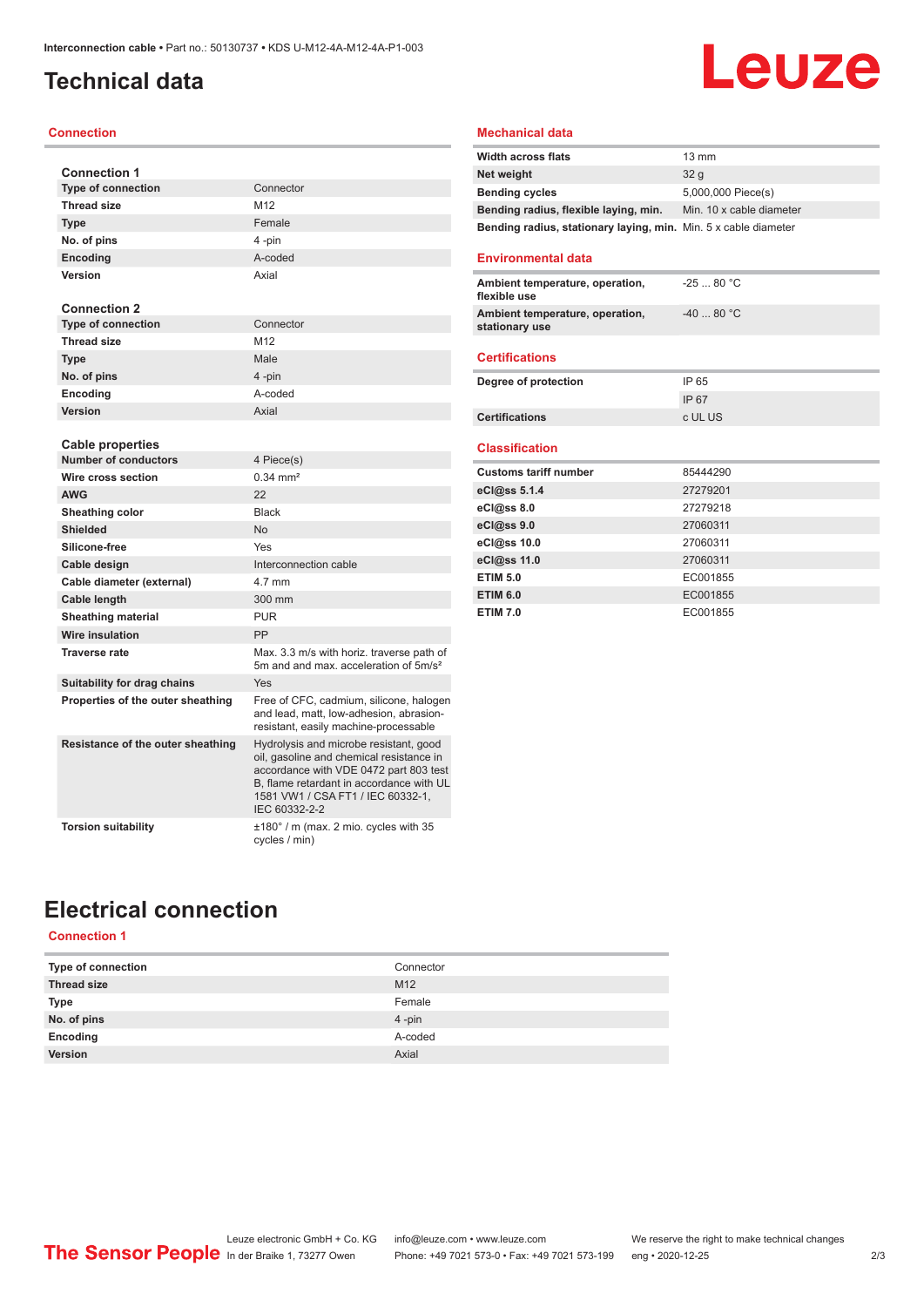# Technical data

## Connection

| Connection 1 | |
|---|---|
| **Type of connection** | Connector |
| **Thread size** | M12 |
| **Type** | Female |
| **No. of pins** | 4 -pin |
| **Encoding** | A-coded |
| **Version** | Axial |

| Connection 2 | |
|---|---|
| **Type of connection** | Connector |
| **Thread size** | M12 |
| **Type** | Male |
| **No. of pins** | 4 -pin |
| **Encoding** | A-coded |
| **Version** | Axial |

| Cable properties | |
|---|---|
| **Number of conductors** | 4 Piece(s) |
| **Wire cross section** | 0.34 mm² |
| **AWG** | 22 |
| **Sheathing color** | Black |
| **Shielded** | No |
| **Silicone-free** | Yes |
| **Cable design** | Interconnection cable |
| **Cable diameter (external)** | 4.7 mm |
| **Cable length** | 300 mm |
| **Sheathing material** | PUR |
| **Wire insulation** | PP |
| **Traverse rate** | Max. 3.3 m/s with horiz. traverse path of 5m and and max. acceleration of 5m/s² |
| **Suitability for drag chains** | Yes |
| **Properties of the outer sheathing** | Free of CFC, cadmium, silicone, halogen and lead, matt, low-adhesion, abrasion-resistant, easily machine-processable |
| **Resistance of the outer sheathing** | Hydrolysis and microbe resistant, good oil, gasoline and chemical resistance in accordance with VDE 0472 part 803 test B, flame retardant in accordance with UL 1581 VW1 / CSA FT1 / IEC 60332-1, IEC 60332-2-2 |
| **Torsion suitability** | ±180° / m (max. 2 mio. cycles with 35 cycles / min) |

## Mechanical data

| | |
|---|---|
| **Width across flats** | 13 mm |
| **Net weight** | 32 g |
| **Bending cycles** | 5,000,000 Piece(s) |
| **Bending radius, flexible laying, min.** | Min. 10 x cable diameter |
| **Bending radius, stationary laying, min.** | Min. 5 x cable diameter |

## Environmental data

| | |
|---|---|
| **Ambient temperature, operation, flexible use** | -25 ... 80 °C |
| **Ambient temperature, operation, stationary use** | -40 ... 80 °C |

## Certifications

| | |
|---|---|
| **Degree of protection** | IP 65 |
| | IP 67 |
| **Certifications** | c UL US |

## Classification

| | |
|---|---|
| **Customs tariff number** | 85444290 |
| **eCl@ss 5.1.4** | 27279201 |
| **eCl@ss 8.0** | 27279218 |
| **eCl@ss 9.0** | 27060311 |
| **eCl@ss 10.0** | 27060311 |
| **eCl@ss 11.0** | 27060311 |
| **ETIM 5.0** | EC001855 |
| **ETIM 6.0** | EC001855 |
| **ETIM 7.0** | EC001855 |

# Electrical connection

## Connection 1

| | |
|---|---|
| **Type of connection** | Connector |
| **Thread size** | M12 |
| **Type** | Female |
| **No. of pins** | 4 -pin |
| **Encoding** | A-coded |
| **Version** | Axial |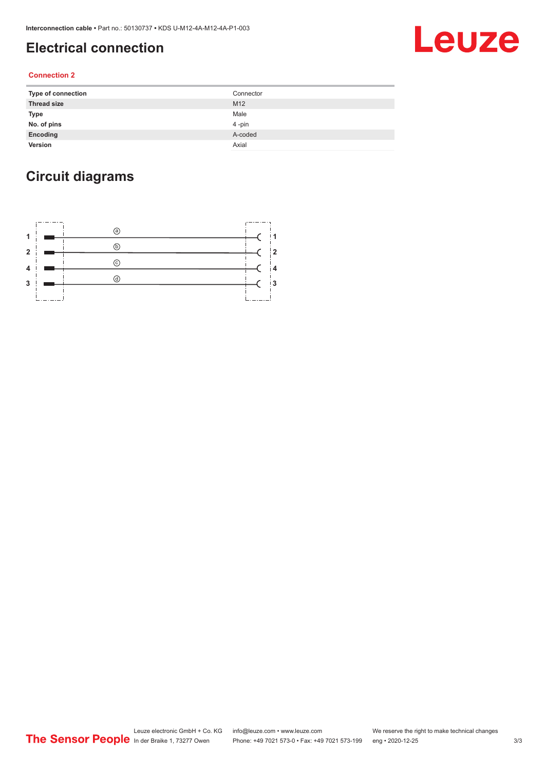# Electrical connection

### Connection 2

| | |
|---|---|
| **Type of connection** | Connector |
| **Thread size** | M12 |
| **Type** | Male |
| **No. of pins** | 4 -pin |
| **Encoding** | A-coded |
| **Version** | Axial |

# Circuit diagrams

1
2
4
3
a
b
c
d
1
2
4
3